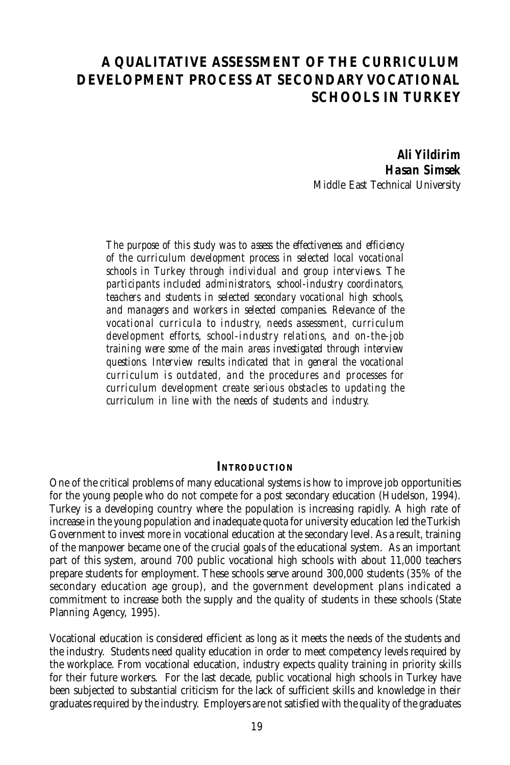# A QUALITATIVE ASSESSMENT OF THE CURRICULUM DEVELOPMENT PROCESS AT SECONDARY VOCATIONAL SCHOOLS IN TURKEY

***Ali Yildirim***
***Hasan Simsek***
Middle East Technical University

*The purpose of this study was to assess the effectiveness and efficiency of the curriculum development process in selected local vocational schools in Turkey through individual and group interviews. The participants included administrators, school-industry coordinators, teachers and students in selected secondary vocational high schools, and managers and workers in selected companies. Relevance of the vocational curricula to industry, needs assessment, curriculum development efforts, school-industry relations, and on-the-job training were some of the main areas investigated through interview questions. Interview results indicated that in general the vocational curriculum is outdated, and the procedures and processes for curriculum development create serious obstacles to updating the curriculum in line with the needs of students and industry.*

## INTRODUCTION

One of the critical problems of many educational systems is how to improve job opportunities for the young people who do not compete for a post secondary education (Hudelson, 1994). Turkey is a developing country where the population is increasing rapidly. A high rate of increase in the young population and inadequate quota for university education led the Turkish Government to invest more in vocational education at the secondary level. As a result, training of the manpower became one of the crucial goals of the educational system. As an important part of this system, around 700 public vocational high schools with about 11,000 teachers prepare students for employment. These schools serve around 300,000 students (35% of the secondary education age group), and the government development plans indicated a commitment to increase both the supply and the quality of students in these schools (State Planning Agency, 1995).

Vocational education is considered efficient as long as it meets the needs of the students and the industry. Students need quality education in order to meet competency levels required by the workplace. From vocational education, industry expects quality training in priority skills for their future workers. For the last decade, public vocational high schools in Turkey have been subjected to substantial criticism for the lack of sufficient skills and knowledge in their graduates required by the industry. Employers are not satisfied with the quality of the graduates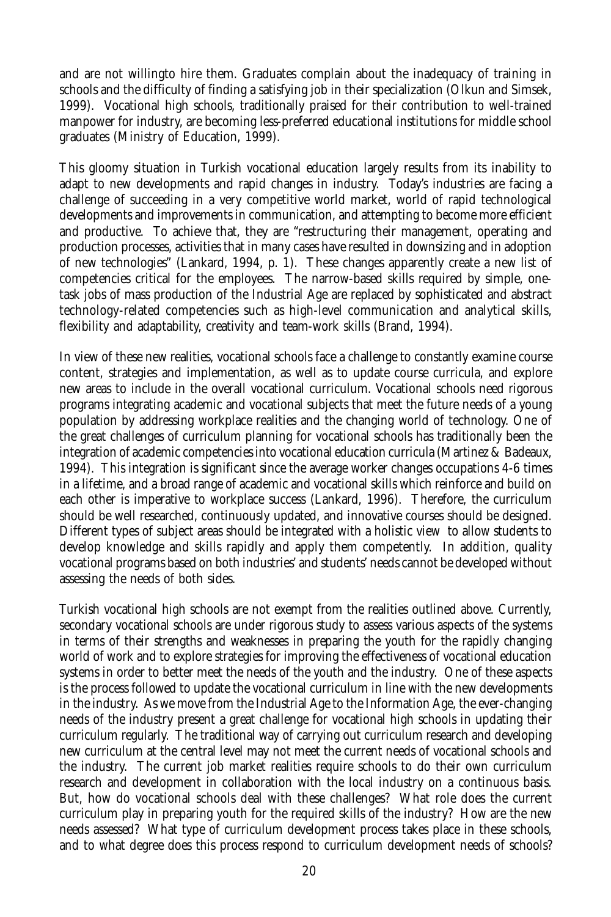and are not willingto hire them. Graduates complain about the inadequacy of training in schools and the difficulty of finding a satisfying job in their specialization (Olkun and Simsek, 1999). Vocational high schools, traditionally praised for their contribution to well-trained manpower for industry, are becoming less-preferred educational institutions for middle school graduates (Ministry of Education, 1999).

This gloomy situation in Turkish vocational education largely results from its inability to adapt to new developments and rapid changes in industry. Today's industries are facing a challenge of succeeding in a very competitive world market, world of rapid technological developments and improvements in communication, and attempting to become more efficient and productive. To achieve that, they are "restructuring their management, operating and production processes, activities that in many cases have resulted in downsizing and in adoption of new technologies" (Lankard, 1994, p. 1). These changes apparently create a new list of competencies critical for the employees. The narrow-based skills required by simple, one-task jobs of mass production of the Industrial Age are replaced by sophisticated and abstract technology-related competencies such as high-level communication and analytical skills, flexibility and adaptability, creativity and team-work skills (Brand, 1994).

In view of these new realities, vocational schools face a challenge to constantly examine course content, strategies and implementation, as well as to update course curricula, and explore new areas to include in the overall vocational curriculum. Vocational schools need rigorous programs integrating academic and vocational subjects that meet the future needs of a young population by addressing workplace realities and the changing world of technology. One of the great challenges of curriculum planning for vocational schools has traditionally been the integration of academic competencies into vocational education curricula (Martinez & Badeaux, 1994). This integration is significant since the average worker changes occupations 4-6 times in a lifetime, and a broad range of academic and vocational skills which reinforce and build on each other is imperative to workplace success (Lankard, 1996). Therefore, the curriculum should be well researched, continuously updated, and innovative courses should be designed. Different types of subject areas should be integrated with a holistic view to allow students to develop knowledge and skills rapidly and apply them competently. In addition, quality vocational programs based on both industries' and students' needs cannot be developed without assessing the needs of both sides.

Turkish vocational high schools are not exempt from the realities outlined above. Currently, secondary vocational schools are under rigorous study to assess various aspects of the systems in terms of their strengths and weaknesses in preparing the youth for the rapidly changing world of work and to explore strategies for improving the effectiveness of vocational education systems in order to better meet the needs of the youth and the industry. One of these aspects is the process followed to update the vocational curriculum in line with the new developments in the industry. As we move from the Industrial Age to the Information Age, the ever-changing needs of the industry present a great challenge for vocational high schools in updating their curriculum regularly. The traditional way of carrying out curriculum research and developing new curriculum at the central level may not meet the current needs of vocational schools and the industry. The current job market realities require schools to do their own curriculum research and development in collaboration with the local industry on a continuous basis. But, how do vocational schools deal with these challenges? What role does the current curriculum play in preparing youth for the required skills of the industry? How are the new needs assessed? What type of curriculum development process takes place in these schools, and to what degree does this process respond to curriculum development needs of schools?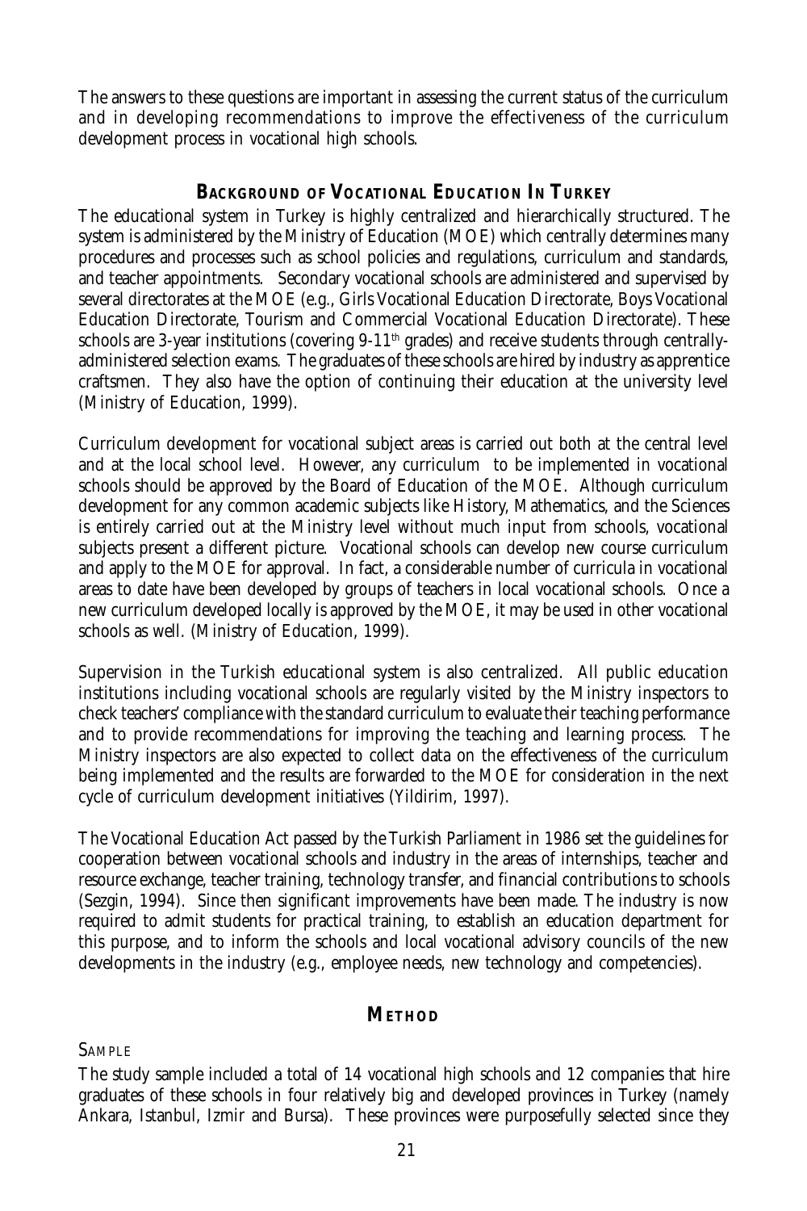The answers to these questions are important in assessing the current status of the curriculum and in developing recommendations to improve the effectiveness of the curriculum development process in vocational high schools.

## BACKGROUND OF VOCATIONAL EDUCATION IN TURKEY

The educational system in Turkey is highly centralized and hierarchically structured. The system is administered by the Ministry of Education (MOE) which centrally determines many procedures and processes such as school policies and regulations, curriculum and standards, and teacher appointments. Secondary vocational schools are administered and supervised by several directorates at the MOE (e.g., Girls Vocational Education Directorate, Boys Vocational Education Directorate, Tourism and Commercial Vocational Education Directorate). These schools are 3-year institutions (covering 9-11th grades) and receive students through centrally-administered selection exams. The graduates of these schools are hired by industry as apprentice craftsmen. They also have the option of continuing their education at the university level (Ministry of Education, 1999).

Curriculum development for vocational subject areas is carried out both at the central level and at the local school level. However, any curriculum to be implemented in vocational schools should be approved by the Board of Education of the MOE. Although curriculum development for any common academic subjects like History, Mathematics, and the Sciences is entirely carried out at the Ministry level without much input from schools, vocational subjects present a different picture. Vocational schools can develop new course curriculum and apply to the MOE for approval. In fact, a considerable number of curricula in vocational areas to date have been developed by groups of teachers in local vocational schools. Once a new curriculum developed locally is approved by the MOE, it may be used in other vocational schools as well. (Ministry of Education, 1999).

Supervision in the Turkish educational system is also centralized. All public education institutions including vocational schools are regularly visited by the Ministry inspectors to check teachers' compliance with the standard curriculum to evaluate their teaching performance and to provide recommendations for improving the teaching and learning process. The Ministry inspectors are also expected to collect data on the effectiveness of the curriculum being implemented and the results are forwarded to the MOE for consideration in the next cycle of curriculum development initiatives (Yildirim, 1997).

The Vocational Education Act passed by the Turkish Parliament in 1986 set the guidelines for cooperation between vocational schools and industry in the areas of internships, teacher and resource exchange, teacher training, technology transfer, and financial contributions to schools (Sezgin, 1994). Since then significant improvements have been made. The industry is now required to admit students for practical training, to establish an education department for this purpose, and to inform the schools and local vocational advisory councils of the new developments in the industry (e.g., employee needs, new technology and competencies).

## METHOD

### SAMPLE

The study sample included a total of 14 vocational high schools and 12 companies that hire graduates of these schools in four relatively big and developed provinces in Turkey (namely Ankara, Istanbul, Izmir and Bursa). These provinces were purposefully selected since they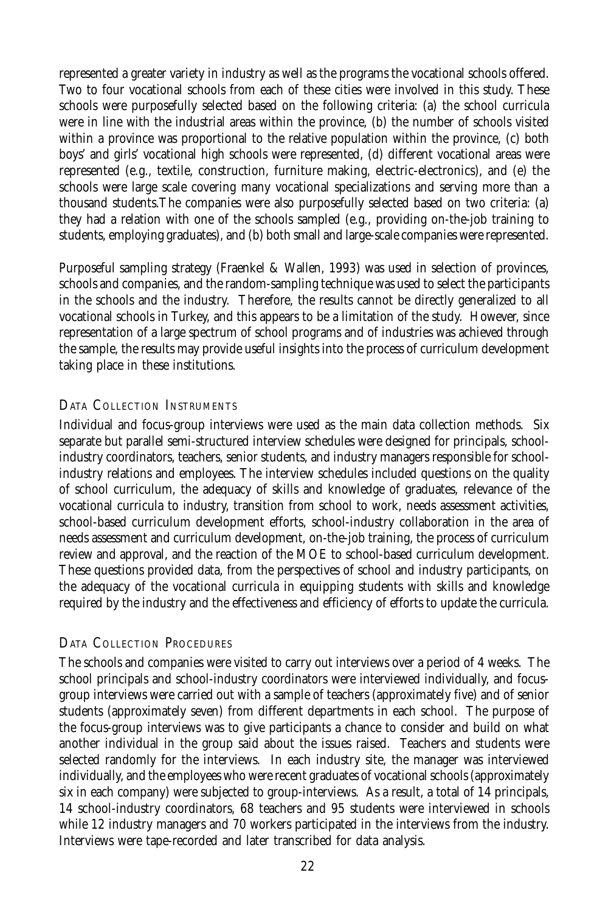represented a greater variety in industry as well as the programs the vocational schools offered. Two to four vocational schools from each of these cities were involved in this study. These schools were purposefully selected based on the following criteria: (a) the school curricula were in line with the industrial areas within the province, (b) the number of schools visited within a province was proportional to the relative population within the province, (c) both boys' and girls' vocational high schools were represented, (d) different vocational areas were represented (e.g., textile, construction, furniture making, electric-electronics), and (e) the schools were large scale covering many vocational specializations and serving more than a thousand students.The companies were also purposefully selected based on two criteria: (a) they had a relation with one of the schools sampled (e.g., providing on-the-job training to students, employing graduates), and (b) both small and large-scale companies were represented.

Purposeful sampling strategy (Fraenkel & Wallen, 1993) was used in selection of provinces, schools and companies, and the random-sampling technique was used to select the participants in the schools and the industry. Therefore, the results cannot be directly generalized to all vocational schools in Turkey, and this appears to be a limitation of the study. However, since representation of a large spectrum of school programs and of industries was achieved through the sample, the results may provide useful insights into the process of curriculum development taking place in these institutions.

## Data Collection Instruments

Individual and focus-group interviews were used as the main data collection methods. Six separate but parallel semi-structured interview schedules were designed for principals, school-industry coordinators, teachers, senior students, and industry managers responsible for school-industry relations and employees. The interview schedules included questions on the quality of school curriculum, the adequacy of skills and knowledge of graduates, relevance of the vocational curricula to industry, transition from school to work, needs assessment activities, school-based curriculum development efforts, school-industry collaboration in the area of needs assessment and curriculum development, on-the-job training, the process of curriculum review and approval, and the reaction of the MOE to school-based curriculum development. These questions provided data, from the perspectives of school and industry participants, on the adequacy of the vocational curricula in equipping students with skills and knowledge required by the industry and the effectiveness and efficiency of efforts to update the curricula.

## Data Collection Procedures

The schools and companies were visited to carry out interviews over a period of 4 weeks. The school principals and school-industry coordinators were interviewed individually, and focus-group interviews were carried out with a sample of teachers (approximately five) and of senior students (approximately seven) from different departments in each school. The purpose of the focus-group interviews was to give participants a chance to consider and build on what another individual in the group said about the issues raised. Teachers and students were selected randomly for the interviews. In each industry site, the manager was interviewed individually, and the employees who were recent graduates of vocational schools (approximately six in each company) were subjected to group-interviews. As a result, a total of 14 principals, 14 school-industry coordinators, 68 teachers and 95 students were interviewed in schools while 12 industry managers and 70 workers participated in the interviews from the industry. Interviews were tape-recorded and later transcribed for data analysis.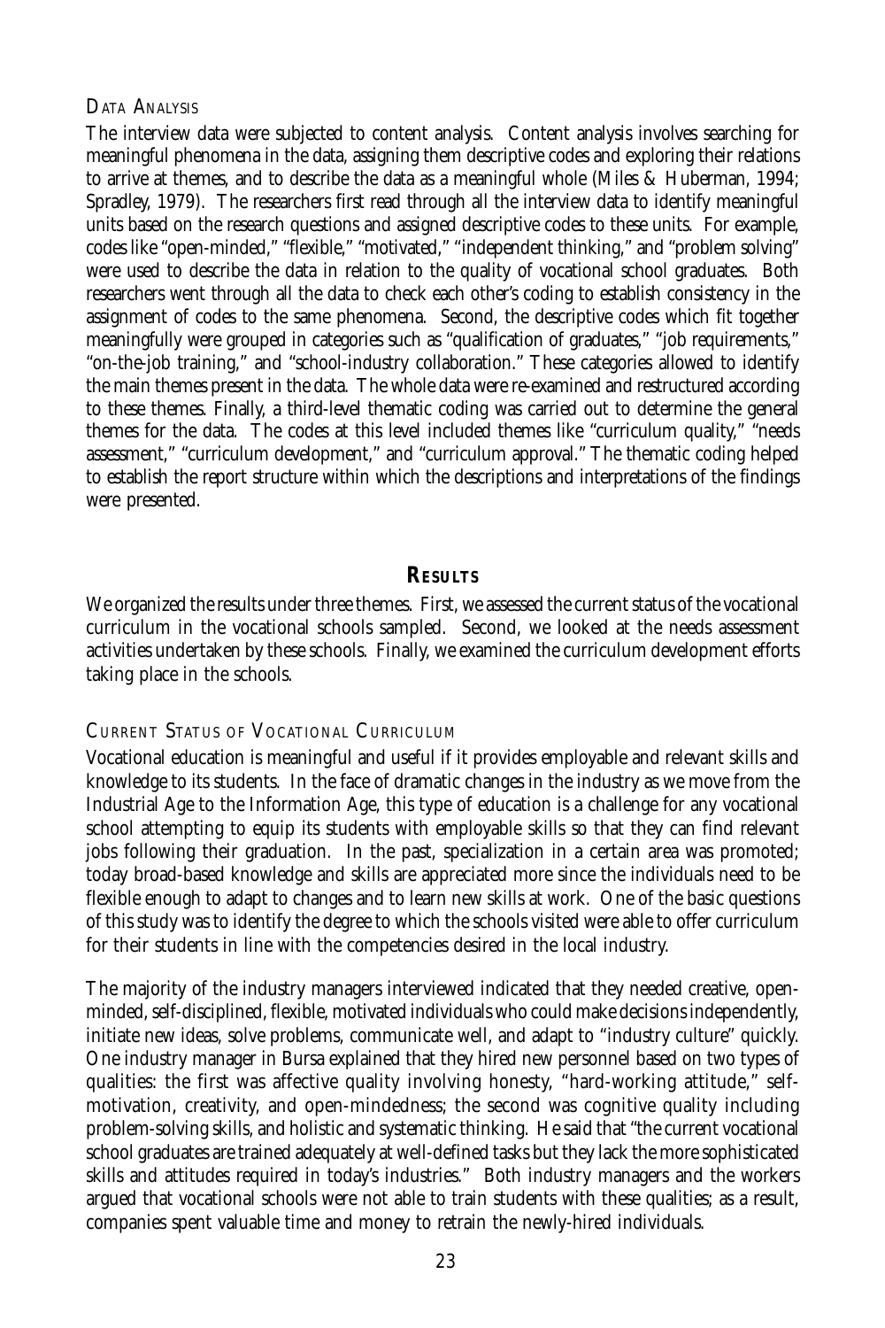### Data Analysis

The interview data were subjected to content analysis. Content analysis involves searching for meaningful phenomena in the data, assigning them descriptive codes and exploring their relations to arrive at themes, and to describe the data as a meaningful whole (Miles & Huberman, 1994; Spradley, 1979). The researchers first read through all the interview data to identify meaningful units based on the research questions and assigned descriptive codes to these units. For example, codes like "open-minded," "flexible," "motivated," "independent thinking," and "problem solving" were used to describe the data in relation to the quality of vocational school graduates. Both researchers went through all the data to check each other's coding to establish consistency in the assignment of codes to the same phenomena. Second, the descriptive codes which fit together meaningfully were grouped in categories such as "qualification of graduates," "job requirements," "on-the-job training," and "school-industry collaboration." These categories allowed to identify the main themes present in the data. The whole data were re-examined and restructured according to these themes. Finally, a third-level thematic coding was carried out to determine the general themes for the data. The codes at this level included themes like "curriculum quality," "needs assessment," "curriculum development," and "curriculum approval." The thematic coding helped to establish the report structure within which the descriptions and interpretations of the findings were presented.

## Results

We organized the results under three themes. First, we assessed the current status of the vocational curriculum in the vocational schools sampled. Second, we looked at the needs assessment activities undertaken by these schools. Finally, we examined the curriculum development efforts taking place in the schools.

### Current Status of Vocational Curriculum

Vocational education is meaningful and useful if it provides employable and relevant skills and knowledge to its students. In the face of dramatic changes in the industry as we move from the Industrial Age to the Information Age, this type of education is a challenge for any vocational school attempting to equip its students with employable skills so that they can find relevant jobs following their graduation. In the past, specialization in a certain area was promoted; today broad-based knowledge and skills are appreciated more since the individuals need to be flexible enough to adapt to changes and to learn new skills at work. One of the basic questions of this study was to identify the degree to which the schools visited were able to offer curriculum for their students in line with the competencies desired in the local industry.

The majority of the industry managers interviewed indicated that they needed creative, open-minded, self-disciplined, flexible, motivated individuals who could make decisions independently, initiate new ideas, solve problems, communicate well, and adapt to "industry culture" quickly. One industry manager in Bursa explained that they hired new personnel based on two types of qualities: the first was affective quality involving honesty, "hard-working attitude," self-motivation, creativity, and open-mindedness; the second was cognitive quality including problem-solving skills, and holistic and systematic thinking. He said that "the current vocational school graduates are trained adequately at well-defined tasks but they lack the more sophisticated skills and attitudes required in today's industries." Both industry managers and the workers argued that vocational schools were not able to train students with these qualities; as a result, companies spent valuable time and money to retrain the newly-hired individuals.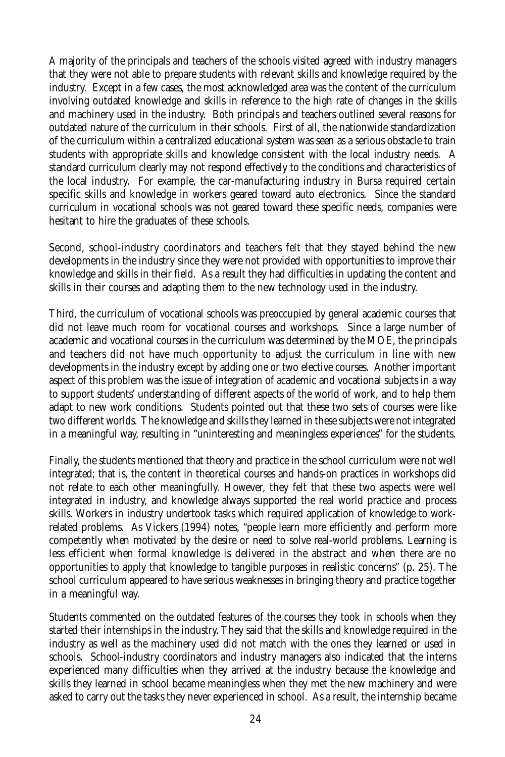A majority of the principals and teachers of the schools visited agreed with industry managers that they were not able to prepare students with relevant skills and knowledge required by the industry. Except in a few cases, the most acknowledged area was the content of the curriculum involving outdated knowledge and skills in reference to the high rate of changes in the skills and machinery used in the industry. Both principals and teachers outlined several reasons for outdated nature of the curriculum in their schools. First of all, the nationwide standardization of the curriculum within a centralized educational system was seen as a serious obstacle to train students with appropriate skills and knowledge consistent with the local industry needs. A standard curriculum clearly may not respond effectively to the conditions and characteristics of the local industry. For example, the car-manufacturing industry in Bursa required certain specific skills and knowledge in workers geared toward auto electronics. Since the standard curriculum in vocational schools was not geared toward these specific needs, companies were hesitant to hire the graduates of these schools.

Second, school-industry coordinators and teachers felt that they stayed behind the new developments in the industry since they were not provided with opportunities to improve their knowledge and skills in their field. As a result they had difficulties in updating the content and skills in their courses and adapting them to the new technology used in the industry.

Third, the curriculum of vocational schools was preoccupied by general academic courses that did not leave much room for vocational courses and workshops. Since a large number of academic and vocational courses in the curriculum was determined by the MOE, the principals and teachers did not have much opportunity to adjust the curriculum in line with new developments in the industry except by adding one or two elective courses. Another important aspect of this problem was the issue of integration of academic and vocational subjects in a way to support students' understanding of different aspects of the world of work, and to help them adapt to new work conditions. Students pointed out that these two sets of courses were like two different worlds. The knowledge and skills they learned in these subjects were not integrated in a meaningful way, resulting in "uninteresting and meaningless experiences" for the students.

Finally, the students mentioned that theory and practice in the school curriculum were not well integrated; that is, the content in theoretical courses and hands-on practices in workshops did not relate to each other meaningfully. However, they felt that these two aspects were well integrated in industry, and knowledge always supported the real world practice and process skills. Workers in industry undertook tasks which required application of knowledge to work-related problems. As Vickers (1994) notes, "people learn more efficiently and perform more competently when motivated by the desire or need to solve real-world problems. Learning is less efficient when formal knowledge is delivered in the abstract and when there are no opportunities to apply that knowledge to tangible purposes in realistic concerns" (p. 25). The school curriculum appeared to have serious weaknesses in bringing theory and practice together in a meaningful way.

Students commented on the outdated features of the courses they took in schools when they started their internships in the industry. They said that the skills and knowledge required in the industry as well as the machinery used did not match with the ones they learned or used in schools. School-industry coordinators and industry managers also indicated that the interns experienced many difficulties when they arrived at the industry because the knowledge and skills they learned in school became meaningless when they met the new machinery and were asked to carry out the tasks they never experienced in school. As a result, the internship became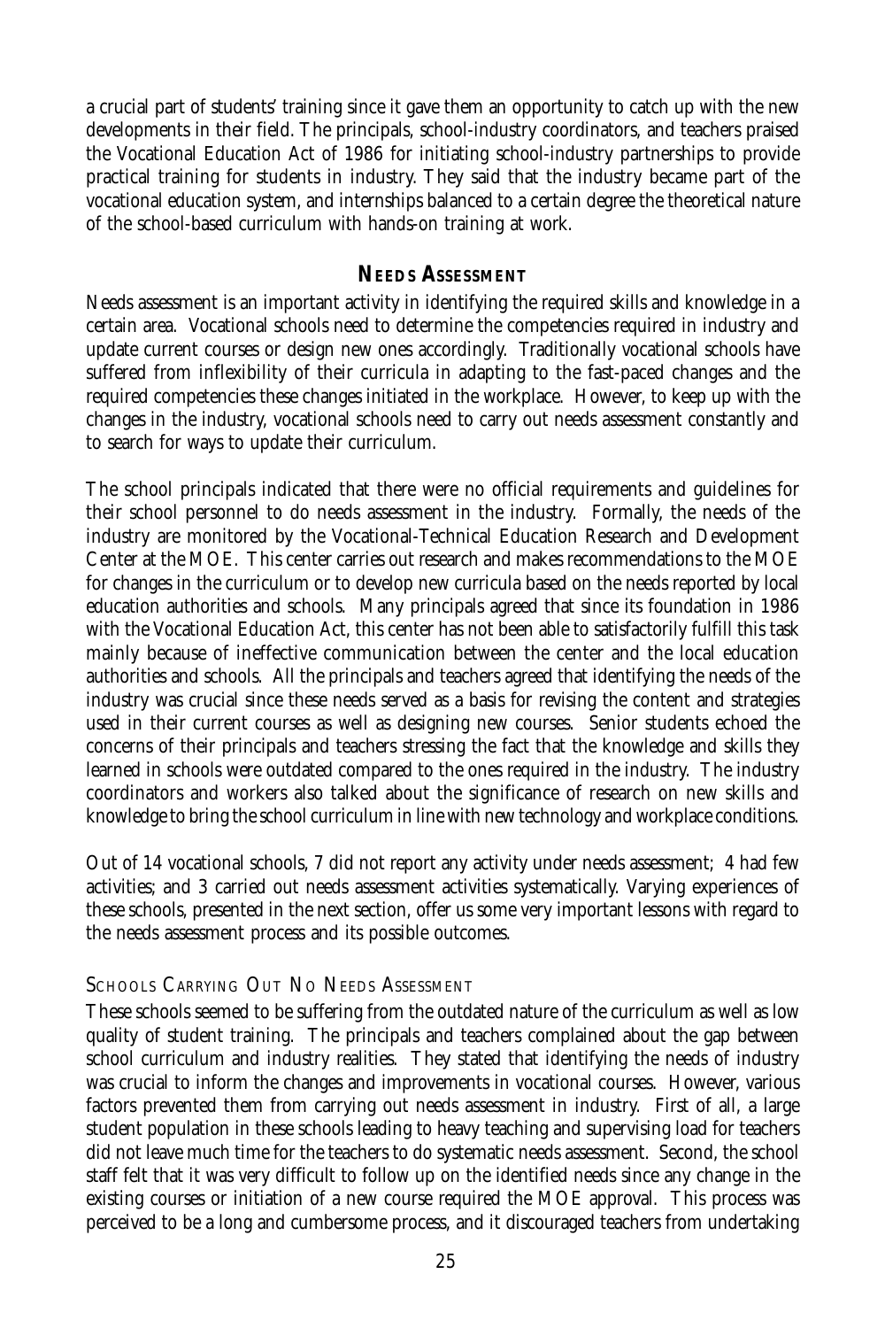a crucial part of students' training since it gave them an opportunity to catch up with the new developments in their field. The principals, school-industry coordinators, and teachers praised the Vocational Education Act of 1986 for initiating school-industry partnerships to provide practical training for students in industry. They said that the industry became part of the vocational education system, and internships balanced to a certain degree the theoretical nature of the school-based curriculum with hands-on training at work.

## NEEDS ASSESSMENT

Needs assessment is an important activity in identifying the required skills and knowledge in a certain area. Vocational schools need to determine the competencies required in industry and update current courses or design new ones accordingly. Traditionally vocational schools have suffered from inflexibility of their curricula in adapting to the fast-paced changes and the required competencies these changes initiated in the workplace. However, to keep up with the changes in the industry, vocational schools need to carry out needs assessment constantly and to search for ways to update their curriculum.

The school principals indicated that there were no official requirements and guidelines for their school personnel to do needs assessment in the industry. Formally, the needs of the industry are monitored by the Vocational-Technical Education Research and Development Center at the MOE. This center carries out research and makes recommendations to the MOE for changes in the curriculum or to develop new curricula based on the needs reported by local education authorities and schools. Many principals agreed that since its foundation in 1986 with the Vocational Education Act, this center has not been able to satisfactorily fulfill this task mainly because of ineffective communication between the center and the local education authorities and schools. All the principals and teachers agreed that identifying the needs of the industry was crucial since these needs served as a basis for revising the content and strategies used in their current courses as well as designing new courses. Senior students echoed the concerns of their principals and teachers stressing the fact that the knowledge and skills they learned in schools were outdated compared to the ones required in the industry. The industry coordinators and workers also talked about the significance of research on new skills and knowledge to bring the school curriculum in line with new technology and workplace conditions.

Out of 14 vocational schools, 7 did not report any activity under needs assessment; 4 had few activities; and 3 carried out needs assessment activities systematically. Varying experiences of these schools, presented in the next section, offer us some very important lessons with regard to the needs assessment process and its possible outcomes.

### SCHOOLS CARRYING OUT NO NEEDS ASSESSMENT

These schools seemed to be suffering from the outdated nature of the curriculum as well as low quality of student training. The principals and teachers complained about the gap between school curriculum and industry realities. They stated that identifying the needs of industry was crucial to inform the changes and improvements in vocational courses. However, various factors prevented them from carrying out needs assessment in industry. First of all, a large student population in these schools leading to heavy teaching and supervising load for teachers did not leave much time for the teachers to do systematic needs assessment. Second, the school staff felt that it was very difficult to follow up on the identified needs since any change in the existing courses or initiation of a new course required the MOE approval. This process was perceived to be a long and cumbersome process, and it discouraged teachers from undertaking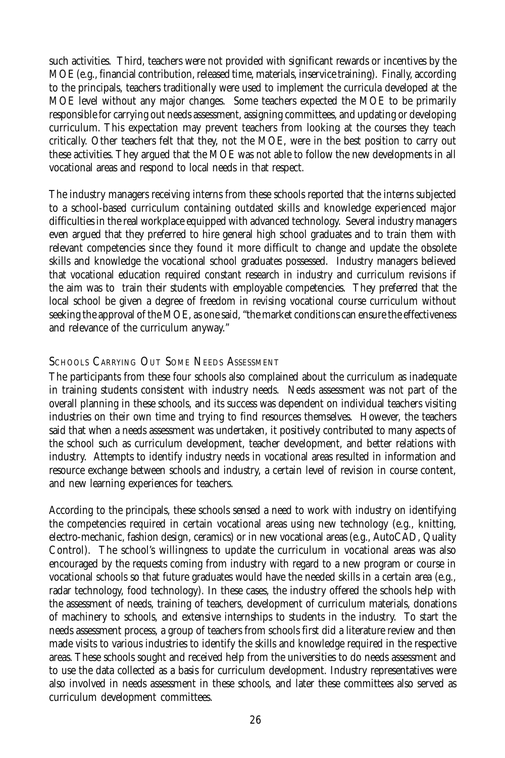such activities. Third, teachers were not provided with significant rewards or incentives by the MOE (e.g., financial contribution, released time, materials, inservice training). Finally, according to the principals, teachers traditionally were used to implement the curricula developed at the MOE level without any major changes. Some teachers expected the MOE to be primarily responsible for carrying out needs assessment, assigning committees, and updating or developing curriculum. This expectation may prevent teachers from looking at the courses they teach critically. Other teachers felt that they, not the MOE, were in the best position to carry out these activities. They argued that the MOE was not able to follow the new developments in all vocational areas and respond to local needs in that respect.

The industry managers receiving interns from these schools reported that the interns subjected to a school-based curriculum containing outdated skills and knowledge experienced major difficulties in the real workplace equipped with advanced technology. Several industry managers even argued that they preferred to hire general high school graduates and to train them with relevant competencies since they found it more difficult to change and update the obsolete skills and knowledge the vocational school graduates possessed. Industry managers believed that vocational education required constant research in industry and curriculum revisions if the aim was to train their students with employable competencies. They preferred that the local school be given a degree of freedom in revising vocational course curriculum without seeking the approval of the MOE, as one said, "the market conditions can ensure the effectiveness and relevance of the curriculum anyway."

### Schools Carrying Out Some Needs Assessment

The participants from these four schools also complained about the curriculum as inadequate in training students consistent with industry needs. Needs assessment was not part of the overall planning in these schools, and its success was dependent on individual teachers visiting industries on their own time and trying to find resources themselves. However, the teachers said that when a needs assessment was undertaken, it positively contributed to many aspects of the school such as curriculum development, teacher development, and better relations with industry. Attempts to identify industry needs in vocational areas resulted in information and resource exchange between schools and industry, a certain level of revision in course content, and new learning experiences for teachers.

According to the principals, these schools sensed a need to work with industry on identifying the competencies required in certain vocational areas using new technology (e.g., knitting, electro-mechanic, fashion design, ceramics) or in new vocational areas (e.g., AutoCAD, Quality Control). The school's willingness to update the curriculum in vocational areas was also encouraged by the requests coming from industry with regard to a new program or course in vocational schools so that future graduates would have the needed skills in a certain area (e.g., radar technology, food technology). In these cases, the industry offered the schools help with the assessment of needs, training of teachers, development of curriculum materials, donations of machinery to schools, and extensive internships to students in the industry. To start the needs assessment process, a group of teachers from schools first did a literature review and then made visits to various industries to identify the skills and knowledge required in the respective areas. These schools sought and received help from the universities to do needs assessment and to use the data collected as a basis for curriculum development. Industry representatives were also involved in needs assessment in these schools, and later these committees also served as curriculum development committees.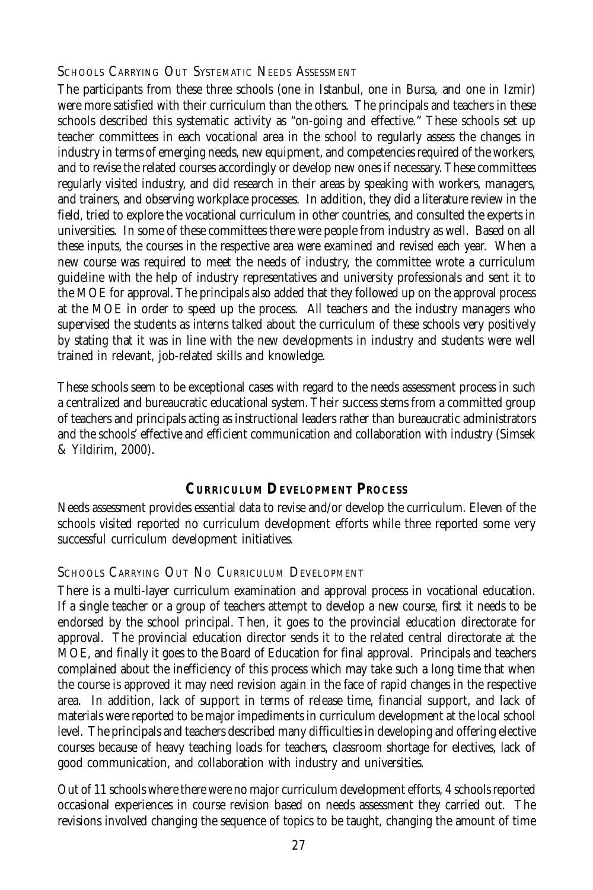### Schools Carrying Out Systematic Needs Assessment

The participants from these three schools (one in Istanbul, one in Bursa, and one in Izmir) were more satisfied with their curriculum than the others. The principals and teachers in these schools described this systematic activity as "on-going and effective." These schools set up teacher committees in each vocational area in the school to regularly assess the changes in industry in terms of emerging needs, new equipment, and competencies required of the workers, and to revise the related courses accordingly or develop new ones if necessary. These committees regularly visited industry, and did research in their areas by speaking with workers, managers, and trainers, and observing workplace processes. In addition, they did a literature review in the field, tried to explore the vocational curriculum in other countries, and consulted the experts in universities. In some of these committees there were people from industry as well. Based on all these inputs, the courses in the respective area were examined and revised each year. When a new course was required to meet the needs of industry, the committee wrote a curriculum guideline with the help of industry representatives and university professionals and sent it to the MOE for approval. The principals also added that they followed up on the approval process at the MOE in order to speed up the process. All teachers and the industry managers who supervised the students as interns talked about the curriculum of these schools very positively by stating that it was in line with the new developments in industry and students were well trained in relevant, job-related skills and knowledge.

These schools seem to be exceptional cases with regard to the needs assessment process in such a centralized and bureaucratic educational system. Their success stems from a committed group of teachers and principals acting as instructional leaders rather than bureaucratic administrators and the schools' effective and efficient communication and collaboration with industry (Simsek & Yildirim, 2000).

## Curriculum Development Process

Needs assessment provides essential data to revise and/or develop the curriculum. Eleven of the schools visited reported no curriculum development efforts while three reported some very successful curriculum development initiatives.

### Schools Carrying Out No Curriculum Development

There is a multi-layer curriculum examination and approval process in vocational education. If a single teacher or a group of teachers attempt to develop a new course, first it needs to be endorsed by the school principal. Then, it goes to the provincial education directorate for approval. The provincial education director sends it to the related central directorate at the MOE, and finally it goes to the Board of Education for final approval. Principals and teachers complained about the inefficiency of this process which may take such a long time that when the course is approved it may need revision again in the face of rapid changes in the respective area. In addition, lack of support in terms of release time, financial support, and lack of materials were reported to be major impediments in curriculum development at the local school level. The principals and teachers described many difficulties in developing and offering elective courses because of heavy teaching loads for teachers, classroom shortage for electives, lack of good communication, and collaboration with industry and universities.

Out of 11 schools where there were no major curriculum development efforts, 4 schools reported occasional experiences in course revision based on needs assessment they carried out. The revisions involved changing the sequence of topics to be taught, changing the amount of time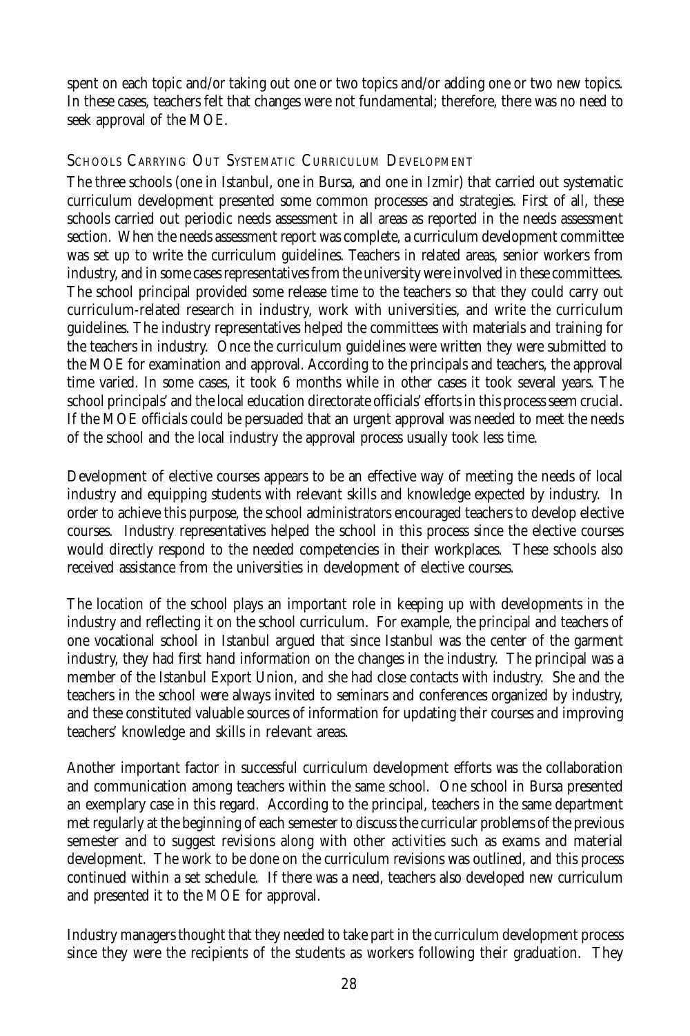spent on each topic and/or taking out one or two topics and/or adding one or two new topics. In these cases, teachers felt that changes were not fundamental; therefore, there was no need to seek approval of the MOE.

### Schools Carrying Out Systematic Curriculum Development

The three schools (one in Istanbul, one in Bursa, and one in Izmir) that carried out systematic curriculum development presented some common processes and strategies. First of all, these schools carried out periodic needs assessment in all areas as reported in the needs assessment section. When the needs assessment report was complete, a curriculum development committee was set up to write the curriculum guidelines. Teachers in related areas, senior workers from industry, and in some cases representatives from the university were involved in these committees. The school principal provided some release time to the teachers so that they could carry out curriculum-related research in industry, work with universities, and write the curriculum guidelines. The industry representatives helped the committees with materials and training for the teachers in industry. Once the curriculum guidelines were written they were submitted to the MOE for examination and approval. According to the principals and teachers, the approval time varied. In some cases, it took 6 months while in other cases it took several years. The school principals' and the local education directorate officials' efforts in this process seem crucial. If the MOE officials could be persuaded that an urgent approval was needed to meet the needs of the school and the local industry the approval process usually took less time.

Development of elective courses appears to be an effective way of meeting the needs of local industry and equipping students with relevant skills and knowledge expected by industry. In order to achieve this purpose, the school administrators encouraged teachers to develop elective courses. Industry representatives helped the school in this process since the elective courses would directly respond to the needed competencies in their workplaces. These schools also received assistance from the universities in development of elective courses.

The location of the school plays an important role in keeping up with developments in the industry and reflecting it on the school curriculum. For example, the principal and teachers of one vocational school in Istanbul argued that since Istanbul was the center of the garment industry, they had first hand information on the changes in the industry. The principal was a member of the Istanbul Export Union, and she had close contacts with industry. She and the teachers in the school were always invited to seminars and conferences organized by industry, and these constituted valuable sources of information for updating their courses and improving teachers' knowledge and skills in relevant areas.

Another important factor in successful curriculum development efforts was the collaboration and communication among teachers within the same school. One school in Bursa presented an exemplary case in this regard. According to the principal, teachers in the same department met regularly at the beginning of each semester to discuss the curricular problems of the previous semester and to suggest revisions along with other activities such as exams and material development. The work to be done on the curriculum revisions was outlined, and this process continued within a set schedule. If there was a need, teachers also developed new curriculum and presented it to the MOE for approval.

Industry managers thought that they needed to take part in the curriculum development process since they were the recipients of the students as workers following their graduation. They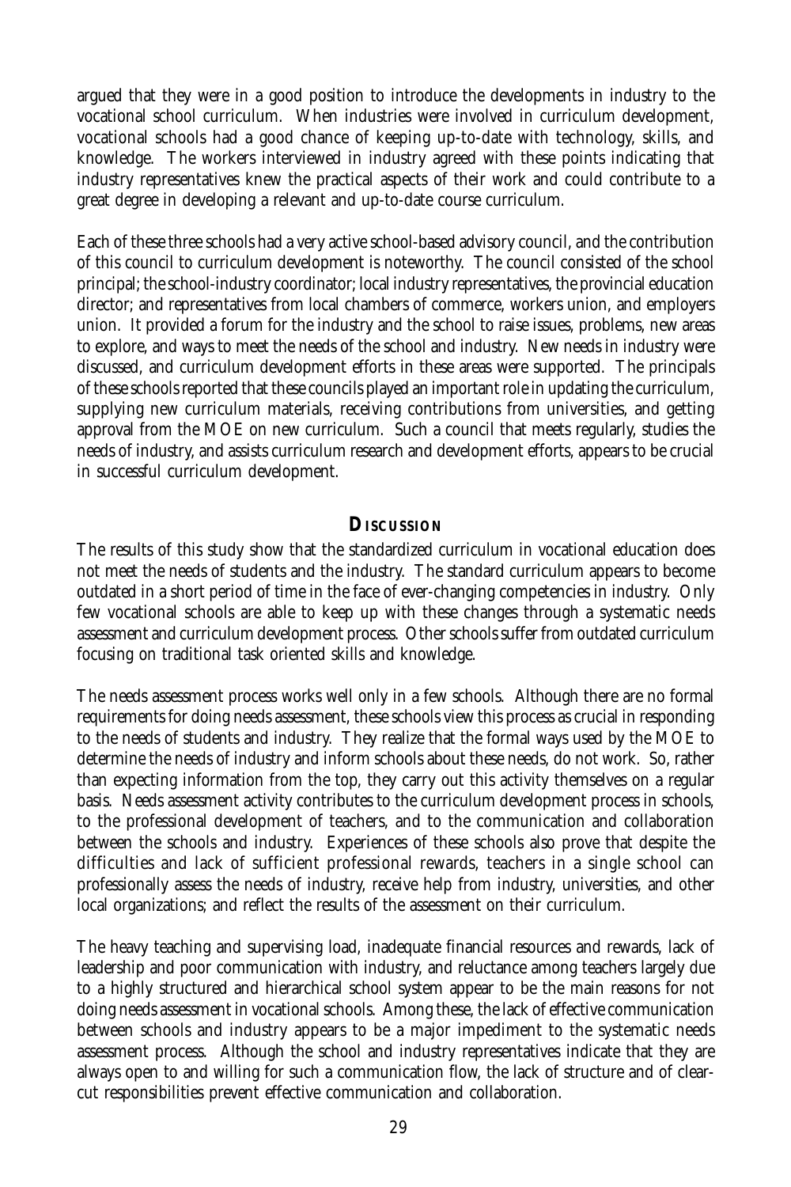argued that they were in a good position to introduce the developments in industry to the vocational school curriculum. When industries were involved in curriculum development, vocational schools had a good chance of keeping up-to-date with technology, skills, and knowledge. The workers interviewed in industry agreed with these points indicating that industry representatives knew the practical aspects of their work and could contribute to a great degree in developing a relevant and up-to-date course curriculum.

Each of these three schools had a very active school-based advisory council, and the contribution of this council to curriculum development is noteworthy. The council consisted of the school principal; the school-industry coordinator; local industry representatives, the provincial education director; and representatives from local chambers of commerce, workers union, and employers union. It provided a forum for the industry and the school to raise issues, problems, new areas to explore, and ways to meet the needs of the school and industry. New needs in industry were discussed, and curriculum development efforts in these areas were supported. The principals of these schools reported that these councils played an important role in updating the curriculum, supplying new curriculum materials, receiving contributions from universities, and getting approval from the MOE on new curriculum. Such a council that meets regularly, studies the needs of industry, and assists curriculum research and development efforts, appears to be crucial in successful curriculum development.

## Discussion

The results of this study show that the standardized curriculum in vocational education does not meet the needs of students and the industry. The standard curriculum appears to become outdated in a short period of time in the face of ever-changing competencies in industry. Only few vocational schools are able to keep up with these changes through a systematic needs assessment and curriculum development process. Other schools suffer from outdated curriculum focusing on traditional task oriented skills and knowledge.

The needs assessment process works well only in a few schools. Although there are no formal requirements for doing needs assessment, these schools view this process as crucial in responding to the needs of students and industry. They realize that the formal ways used by the MOE to determine the needs of industry and inform schools about these needs, do not work. So, rather than expecting information from the top, they carry out this activity themselves on a regular basis. Needs assessment activity contributes to the curriculum development process in schools, to the professional development of teachers, and to the communication and collaboration between the schools and industry. Experiences of these schools also prove that despite the difficulties and lack of sufficient professional rewards, teachers in a single school can professionally assess the needs of industry, receive help from industry, universities, and other local organizations; and reflect the results of the assessment on their curriculum.

The heavy teaching and supervising load, inadequate financial resources and rewards, lack of leadership and poor communication with industry, and reluctance among teachers largely due to a highly structured and hierarchical school system appear to be the main reasons for not doing needs assessment in vocational schools. Among these, the lack of effective communication between schools and industry appears to be a major impediment to the systematic needs assessment process. Although the school and industry representatives indicate that they are always open to and willing for such a communication flow, the lack of structure and of clear-cut responsibilities prevent effective communication and collaboration.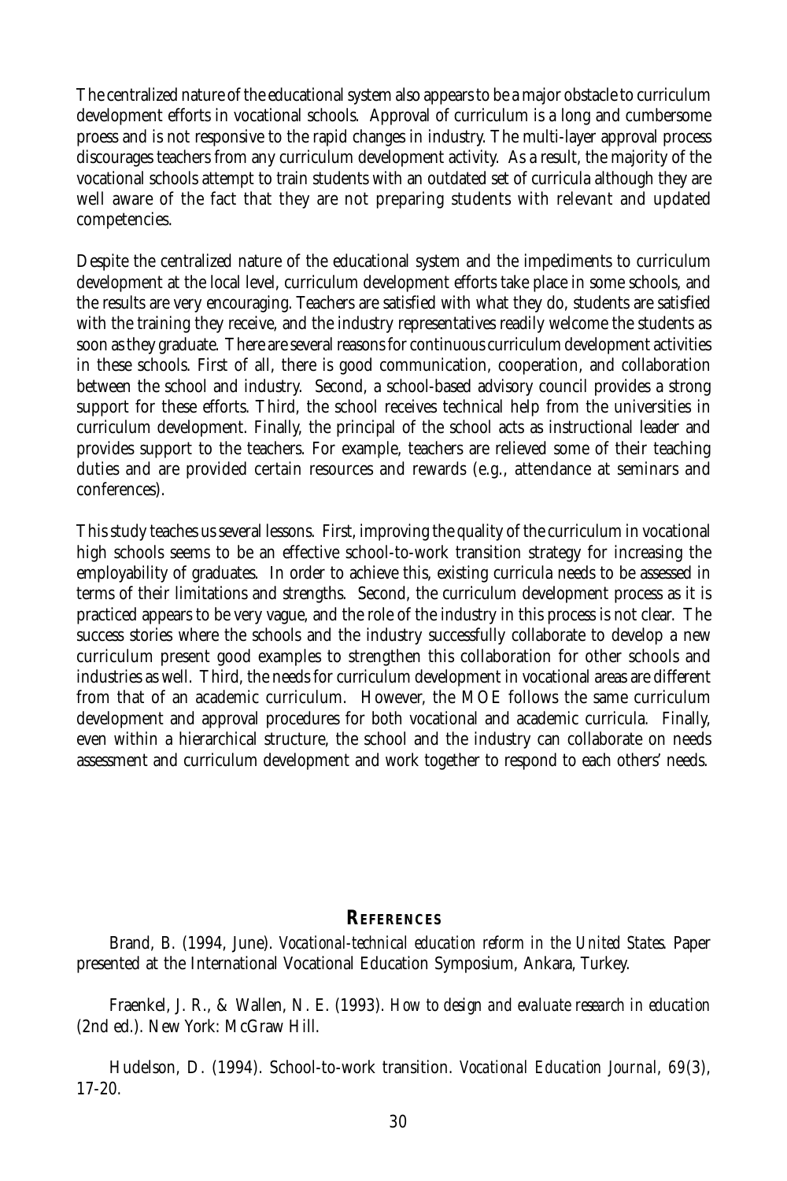The centralized nature of the educational system also appears to be a major obstacle to curriculum development efforts in vocational schools. Approval of curriculum is a long and cumbersome proess and is not responsive to the rapid changes in industry. The multi-layer approval process discourages teachers from any curriculum development activity. As a result, the majority of the vocational schools attempt to train students with an outdated set of curricula although they are well aware of the fact that they are not preparing students with relevant and updated competencies.

Despite the centralized nature of the educational system and the impediments to curriculum development at the local level, curriculum development efforts take place in some schools, and the results are very encouraging. Teachers are satisfied with what they do, students are satisfied with the training they receive, and the industry representatives readily welcome the students as soon as they graduate. There are several reasons for continuous curriculum development activities in these schools. First of all, there is good communication, cooperation, and collaboration between the school and industry. Second, a school-based advisory council provides a strong support for these efforts. Third, the school receives technical help from the universities in curriculum development. Finally, the principal of the school acts as instructional leader and provides support to the teachers. For example, teachers are relieved some of their teaching duties and are provided certain resources and rewards (e.g., attendance at seminars and conferences).

This study teaches us several lessons. First, improving the quality of the curriculum in vocational high schools seems to be an effective school-to-work transition strategy for increasing the employability of graduates. In order to achieve this, existing curricula needs to be assessed in terms of their limitations and strengths. Second, the curriculum development process as it is practiced appears to be very vague, and the role of the industry in this process is not clear. The success stories where the schools and the industry successfully collaborate to develop a new curriculum present good examples to strengthen this collaboration for other schools and industries as well. Third, the needs for curriculum development in vocational areas are different from that of an academic curriculum. However, the MOE follows the same curriculum development and approval procedures for both vocational and academic curricula. Finally, even within a hierarchical structure, the school and the industry can collaborate on needs assessment and curriculum development and work together to respond to each others' needs.

## References

Brand, B. (1994, June). *Vocational-technical education reform in the United States.* Paper presented at the International Vocational Education Symposium, Ankara, Turkey.

Fraenkel, J. R., & Wallen, N. E. (1993). *How to design and evaluate research in education* (2nd ed.). New York: McGraw Hill.

Hudelson, D. (1994). School-to-work transition. *Vocational Education Journal, 69*(3), 17-20.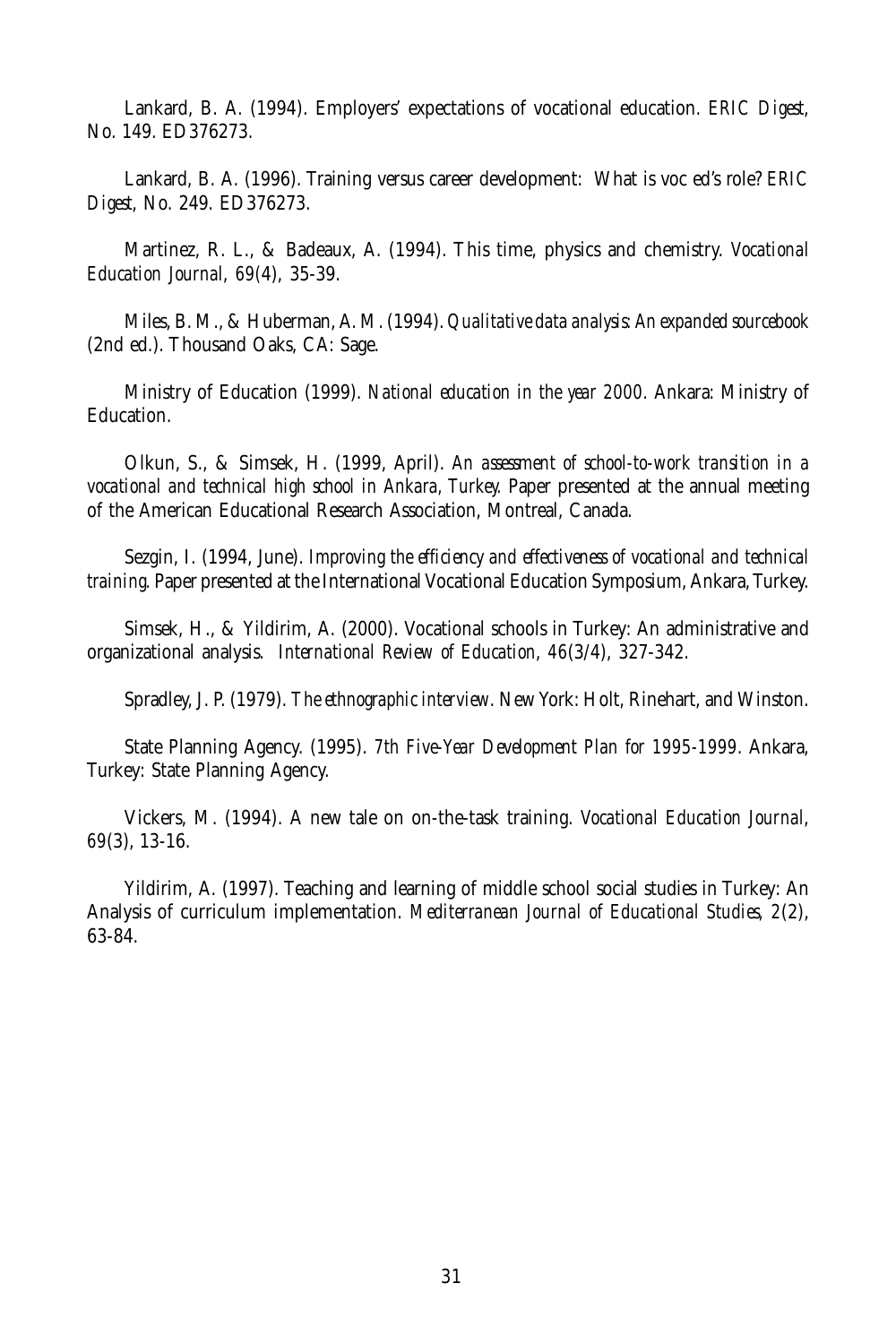Lankard, B. A. (1994). Employers' expectations of vocational education. *ERIC Digest*, No. 149. ED376273.

Lankard, B. A. (1996). Training versus career development: What is voc ed's role? *ERIC Digest*, No. 249. ED376273.

Martinez, R. L., & Badeaux, A. (1994). This time, physics and chemistry. *Vocational Education Journal, 69*(4), 35-39.

Miles, B. M., & Huberman, A. M. (1994). *Qualitative data analysis: An expanded sourcebook* (2nd ed.). Thousand Oaks, CA: Sage.

Ministry of Education (1999). *National education in the year 2000*. Ankara: Ministry of Education.

Olkun, S., & Simsek, H. (1999, April). *An assessment of school-to-work transition in a vocational and technical high school in Ankara, Turkey*. Paper presented at the annual meeting of the American Educational Research Association, Montreal, Canada.

Sezgin, I. (1994, June). *Improving the efficiency and effectiveness of vocational and technical training*. Paper presented at the International Vocational Education Symposium, Ankara, Turkey.

Simsek, H., & Yildirim, A. (2000). Vocational schools in Turkey: An administrative and organizational analysis. *International Review of Education, 46*(3/4), 327-342.

Spradley, J. P. (1979). *The ethnographic interview*. New York: Holt, Rinehart, and Winston.

State Planning Agency. (1995). *7th Five-Year Development Plan for 1995-1999*. Ankara, Turkey: State Planning Agency.

Vickers, M. (1994). A new tale on on-the-task training. *Vocational Education Journal, 69*(3), 13-16.

Yildirim, A. (1997). Teaching and learning of middle school social studies in Turkey: An Analysis of curriculum implementation. *Mediterranean Journal of Educational Studies, 2*(2), 63-84.